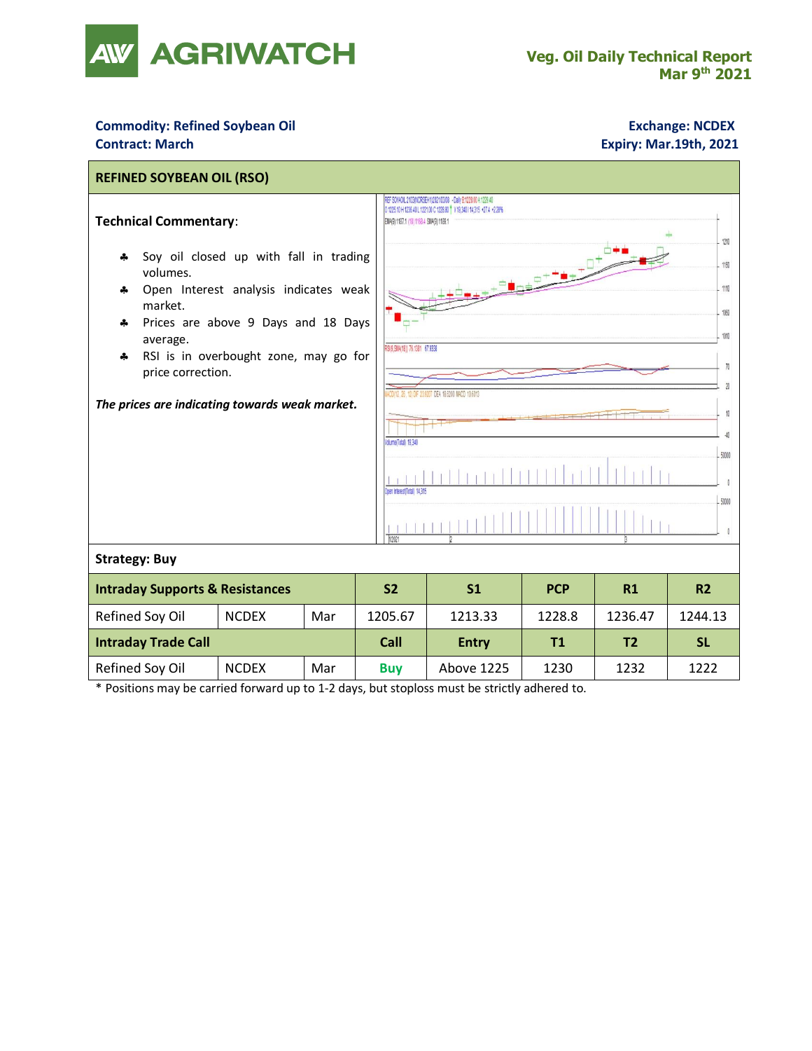# AGRIWATCH

**Veg. Oil Daily Technical Report**
**Mar 9th 2021**

**Commodity: Refined Soybean Oil**
**Contract: March**

**Exchange: NCDEX**
**Expiry: Mar.19th, 2021**

## REFINED SOYBEAN OIL (RSO)

**Technical Commentary**:

- Soy oil closed up with fall in trading volumes.
- Open Interest analysis indicates weak market.
- Prices are above 9 Days and 18 Days average.
- RSI is in overbought zone, may go for price correction.

*The prices are indicating towards weak market.*

**Strategy: Buy**

| Intraday Supports & Resistances | | | S2 | S1 | PCP | R1 | R2 |
|---|---|---|---|---|---|---|---|
| Refined Soy Oil | NCDEX | Mar | 1205.67 | 1213.33 | 1228.8 | 1236.47 | 1244.13 |
| **Intraday Trade Call** | | | **Call** | **Entry** | **T1** | **T2** | **SL** |
| Refined Soy Oil | NCDEX | Mar | **Buy** | Above 1225 | 1230 | 1232 | 1222 |

\* Positions may be carried forward up to 1-2 days, but stoploss must be strictly adhered to.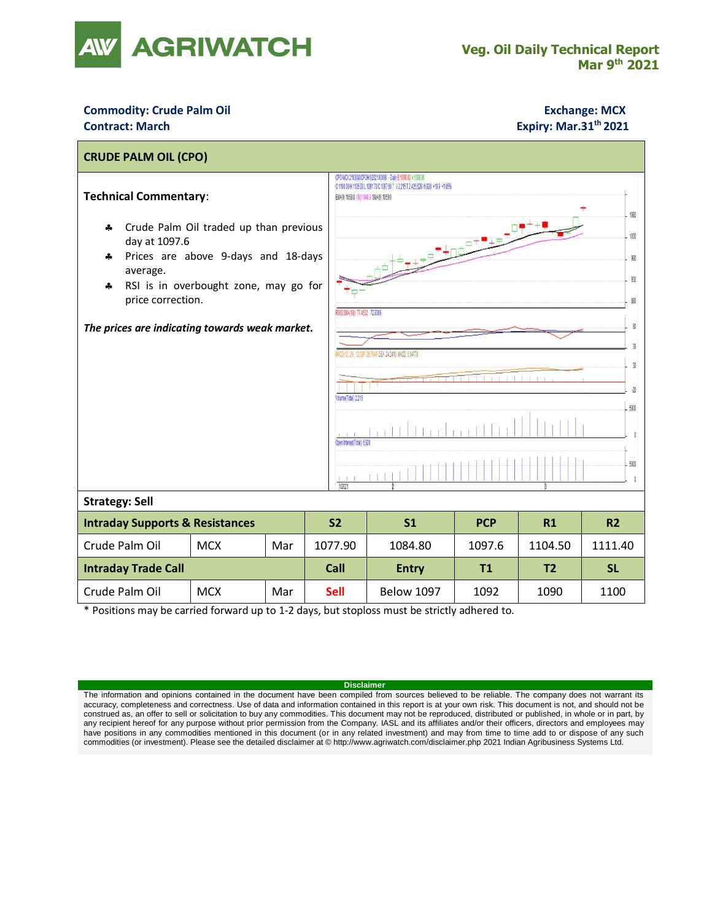**AGRIWATCH**

**Veg. Oil Daily Technical Report**
**Mar 9th 2021**

**Commodity: Crude Palm Oil**
**Contract: March**

**Exchange: MCX**
**Expiry: Mar.31st 2021**

## CRUDE PALM OIL (CPO)

**Technical Commentary**:

- Crude Palm Oil traded up than previous day at 1097.6
- Prices are above 9-days and 18-days average.
- RSI is in overbought zone, may go for price correction.

***The prices are indicating towards weak market.***

**Strategy: Sell**

| **Intraday Supports & Resistances** | | | **S2** | **S1** | **PCP** | **R1** | **R2** |
|---|---|---|---|---|---|---|---|
| Crude Palm Oil | MCX | Mar | 1077.90 | 1084.80 | 1097.6 | 1104.50 | 1111.40 |
| **Intraday Trade Call** | | | **Call** | **Entry** | **T1** | **T2** | **SL** |
| Crude Palm Oil | MCX | Mar | **Sell** | Below 1097 | 1092 | 1090 | 1100 |

* Positions may be carried forward up to 1-2 days, but stoploss must be strictly adhered to.

**Disclaimer**

The information and opinions contained in the document have been compiled from sources believed to be reliable. The company does not warrant its accuracy, completeness and correctness. Use of data and information contained in this report is at your own risk. This document is not, and should not be construed as, an offer to sell or solicitation to buy any commodities. This document may not be reproduced, distributed or published, in whole or in part, by any recipient hereof for any purpose without prior permission from the Company. IASL and its affiliates and/or their officers, directors and employees may have positions in any commodities mentioned in this document (or in any related investment) and may from time to time add to or dispose of any such commodities (or investment). Please see the detailed disclaimer at © http://www.agriwatch.com/disclaimer.php 2021 Indian Agribusiness Systems Ltd.